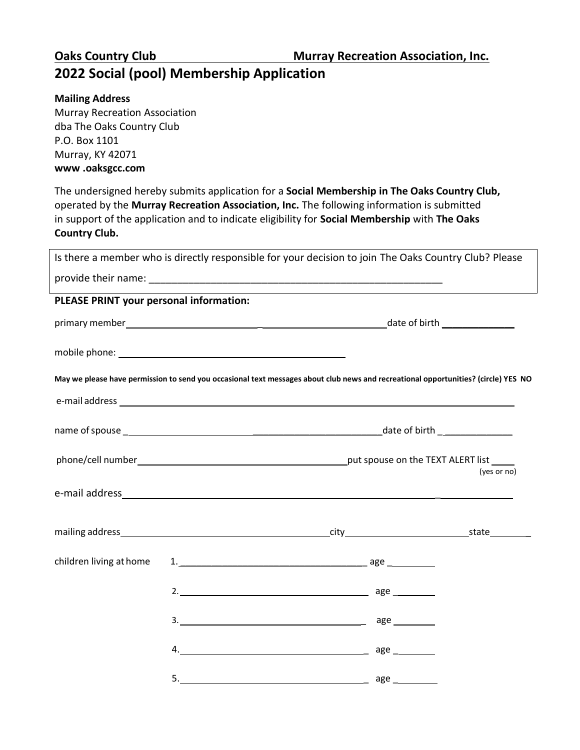**Oaks Country Club** **Murray Recreation Association, Inc.**

# 2022 Social (pool) Membership Application

**Mailing Address**
Murray Recreation Association
dba The Oaks Country Club
P.O. Box 1101
Murray, KY 42071
**www .oaksgcc.com**

The undersigned hereby submits application for a **Social Membership in The Oaks Country Club,** operated by the **Murray Recreation Association, Inc.** The following information is submitted in support of the application and to indicate eligibility for **Social Membership** with **The Oaks Country Club.**

Is there a member who is directly responsible for your decision to join The Oaks Country Club? Please provide their name: ______________________________________________________

**PLEASE PRINT your personal information:**

primary member ______________________________________________ date of birth ______________

mobile phone: ____________________________________________

**May we please have permission to send you occasional text messages about club news and recreational opportunities? (circle) YES NO**

e-mail address ______________________________________________________________________

name of spouse ______________________________________________ date of birth ______________

phone/cell number __________________________________________ put spouse on the TEXT ALERT list ____ (yes or no)

e-mail address ______________________________________________________________________

mailing address ______________________________________ city ________________________ state ________

children living at home

1. ____________________________________ age _________
2. ____________________________________ age _________
3. ____________________________________ age _________
4. ____________________________________ age _________
5. ____________________________________ age _________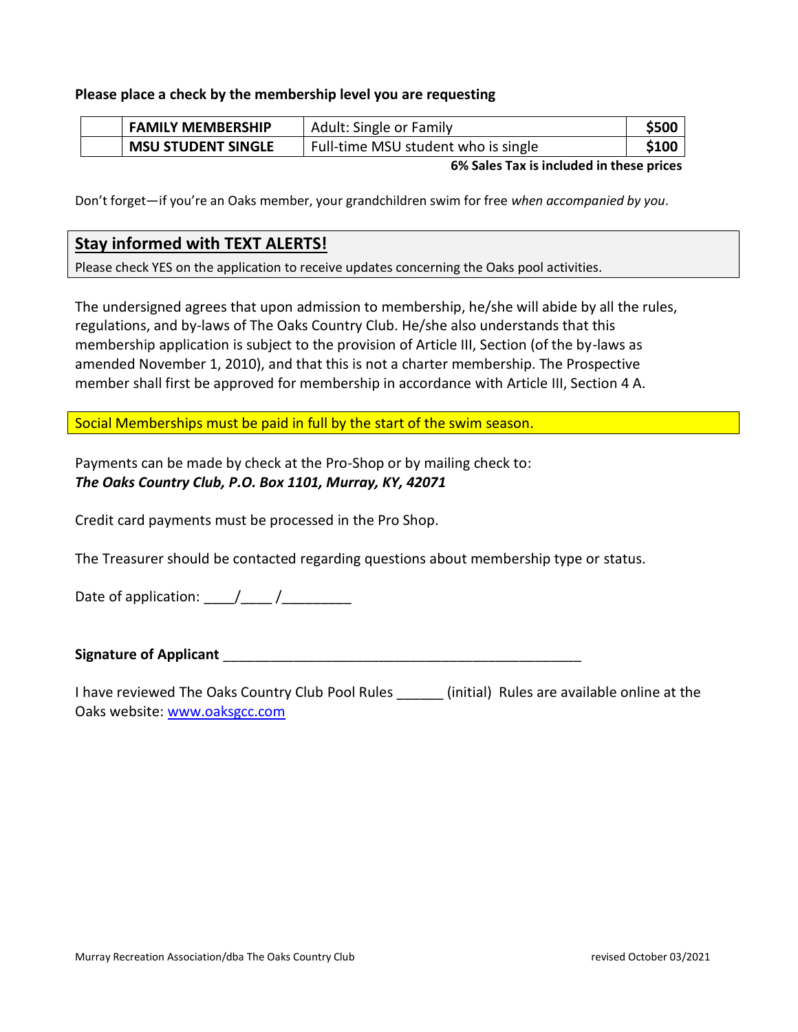**Please place a check by the membership level you are requesting**

| | | | |
|---|---|---|---|
| | **FAMILY MEMBERSHIP** | Adult: Single or Family | **$500** |
| | **MSU STUDENT SINGLE** | Full-time MSU student who is single | **$100** |

**6% Sales Tax is included in these prices**

Don't forget—if you're an Oaks member, your grandchildren swim for free *when accompanied by you*.

## Stay informed with TEXT ALERTS!

Please check YES on the application to receive updates concerning the Oaks pool activities.

The undersigned agrees that upon admission to membership, he/she will abide by all the rules, regulations, and by-laws of The Oaks Country Club. He/she also understands that this membership application is subject to the provision of Article III, Section (of the by-laws as amended November 1, 2010), and that this is not a charter membership. The Prospective member shall first be approved for membership in accordance with Article III, Section 4 A.

Social Memberships must be paid in full by the start of the swim season.

Payments can be made by check at the Pro-Shop or by mailing check to:
***The Oaks Country Club, P.O. Box 1101, Murray, KY, 42071***

Credit card payments must be processed in the Pro Shop.

The Treasurer should be contacted regarding questions about membership type or status.

Date of application: ____/____ /_________

**Signature of Applicant** _______________________________________________

I have reviewed The Oaks Country Club Pool Rules ______ (initial) Rules are available online at the Oaks website: www.oaksgcc.com

Murray Recreation Association/dba The Oaks Country Club revised October 03/2021